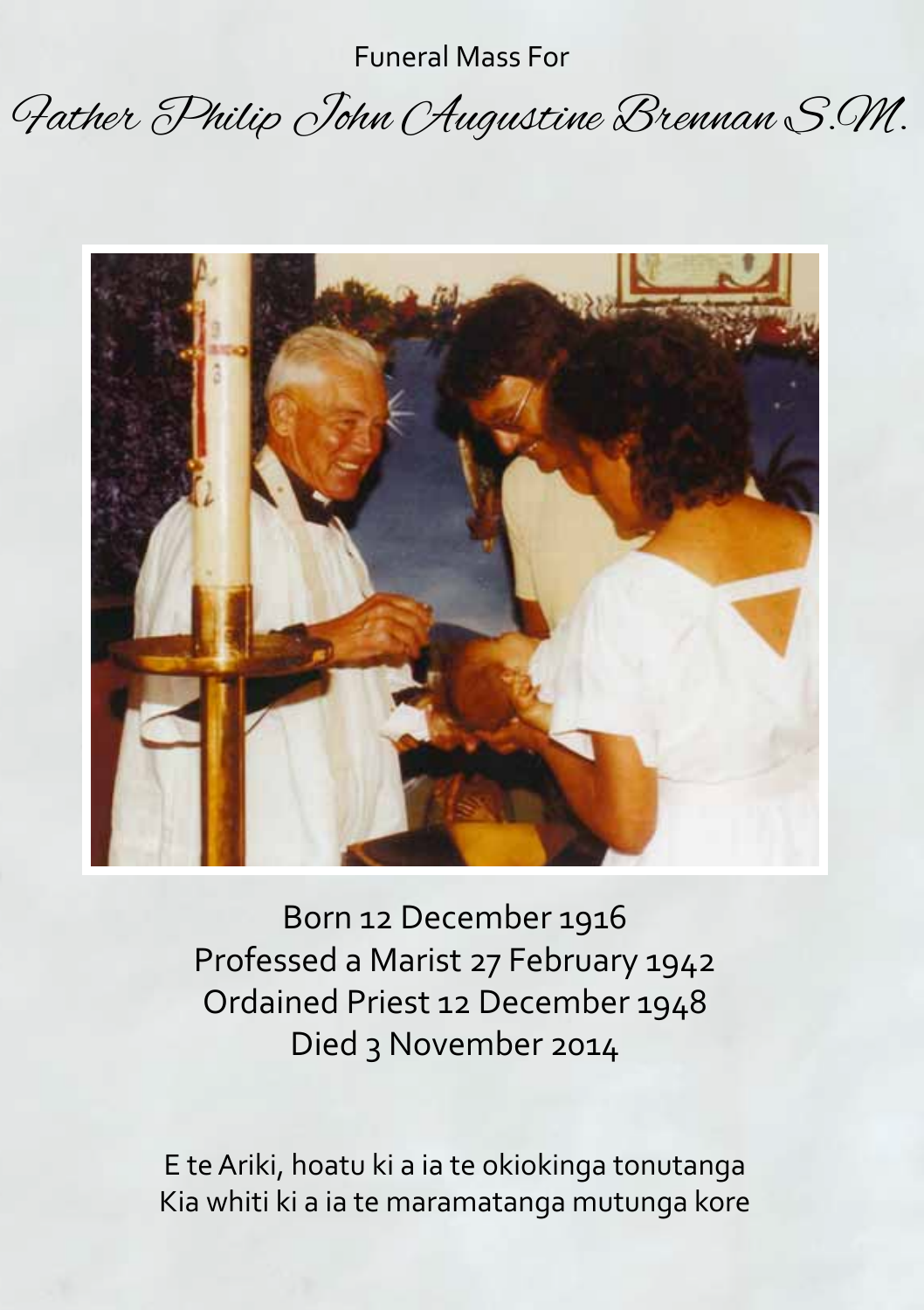Funeral Mass For

# Father Philip John Augustine Brennan S.M.

Born 12 December 1916
Professed a Marist 27 February 1942
Ordained Priest 12 December 1948
Died 3 November 2014

E te Ariki, hoatu ki a ia te okiokinga tonutanga
Kia whiti ki a ia te maramatanga mutunga kore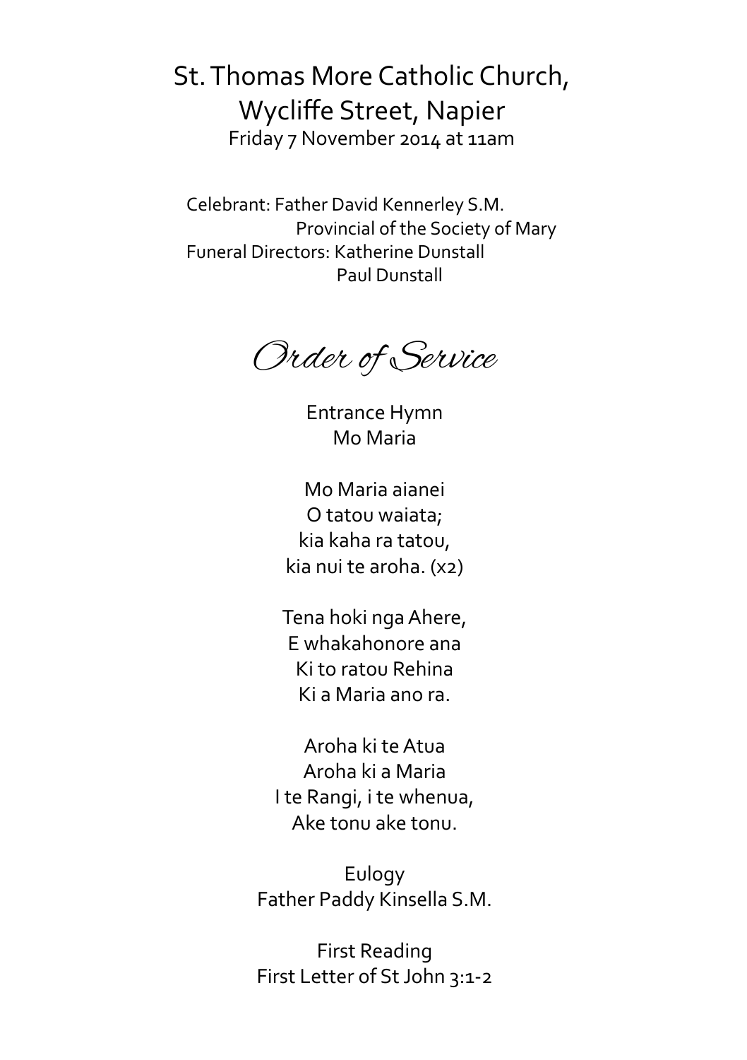St. Thomas More Catholic Church,
Wycliffe Street, Napier
Friday 7 November 2014 at 11am

Celebrant: Father David Kennerley S.M.
Provincial of the Society of Mary
Funeral Directors: Katherine Dunstall
Paul Dunstall

# *Order of Service*

Entrance Hymn
Mo Maria

Mo Maria aianei
O tatou waiata;
kia kaha ra tatou,
kia nui te aroha. (x2)

Tena hoki nga Ahere,
E whakahonore ana
Ki to ratou Rehina
Ki a Maria ano ra.

Aroha ki te Atua
Aroha ki a Maria
I te Rangi, i te whenua,
Ake tonu ake tonu.

Eulogy
Father Paddy Kinsella S.M.

First Reading
First Letter of St John 3:1-2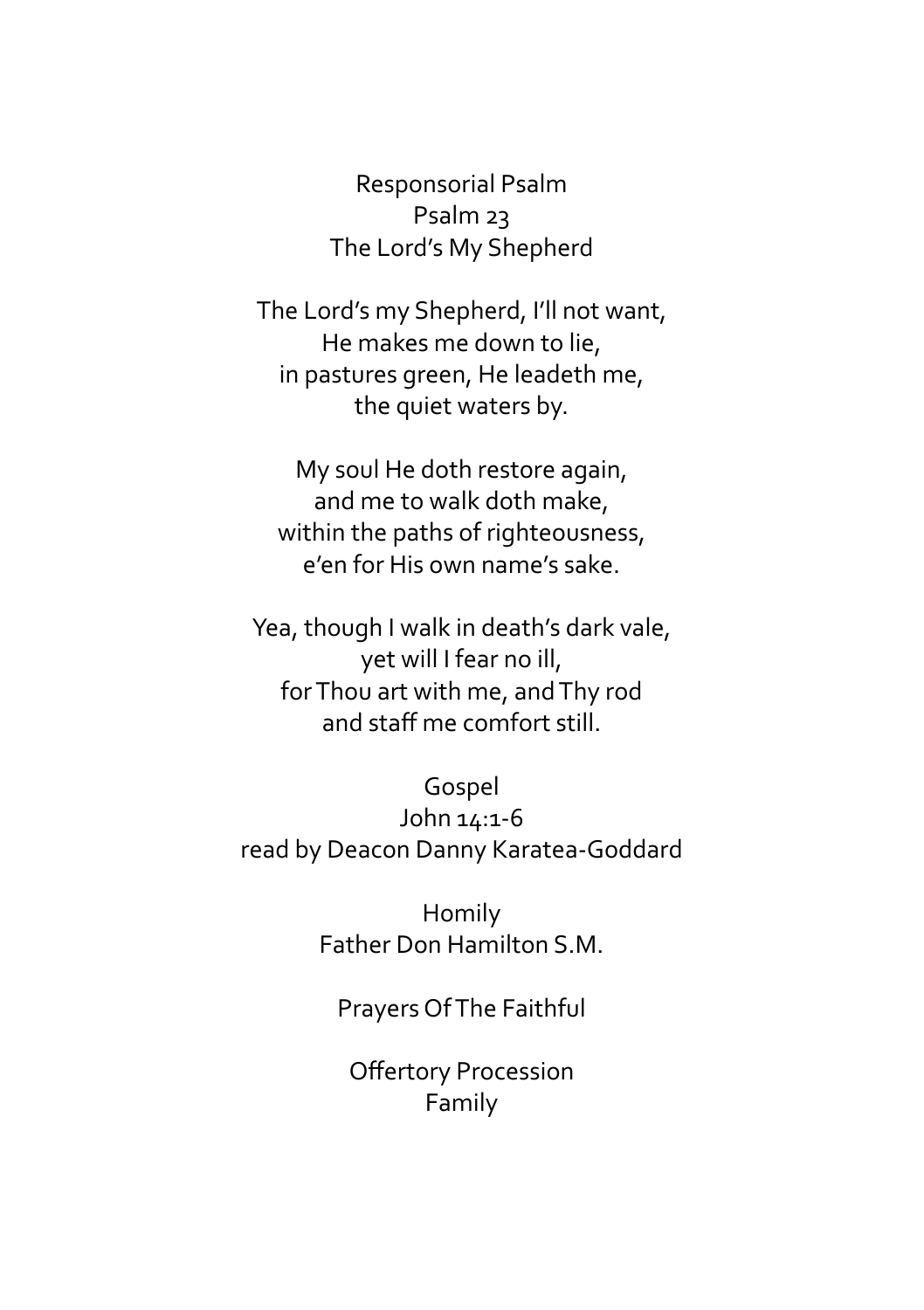Responsorial Psalm
Psalm 23
The Lord's My Shepherd

The Lord's my Shepherd, I'll not want,
He makes me down to lie,
in pastures green, He leadeth me,
the quiet waters by.

My soul He doth restore again,
and me to walk doth make,
within the paths of righteousness,
e'en for His own name's sake.

Yea, though I walk in death's dark vale,
yet will I fear no ill,
for Thou art with me, and Thy rod
and staff me comfort still.

Gospel
John 14:1-6
read by Deacon Danny Karatea-Goddard

Homily
Father Don Hamilton S.M.

Prayers Of The Faithful

Offertory Procession
Family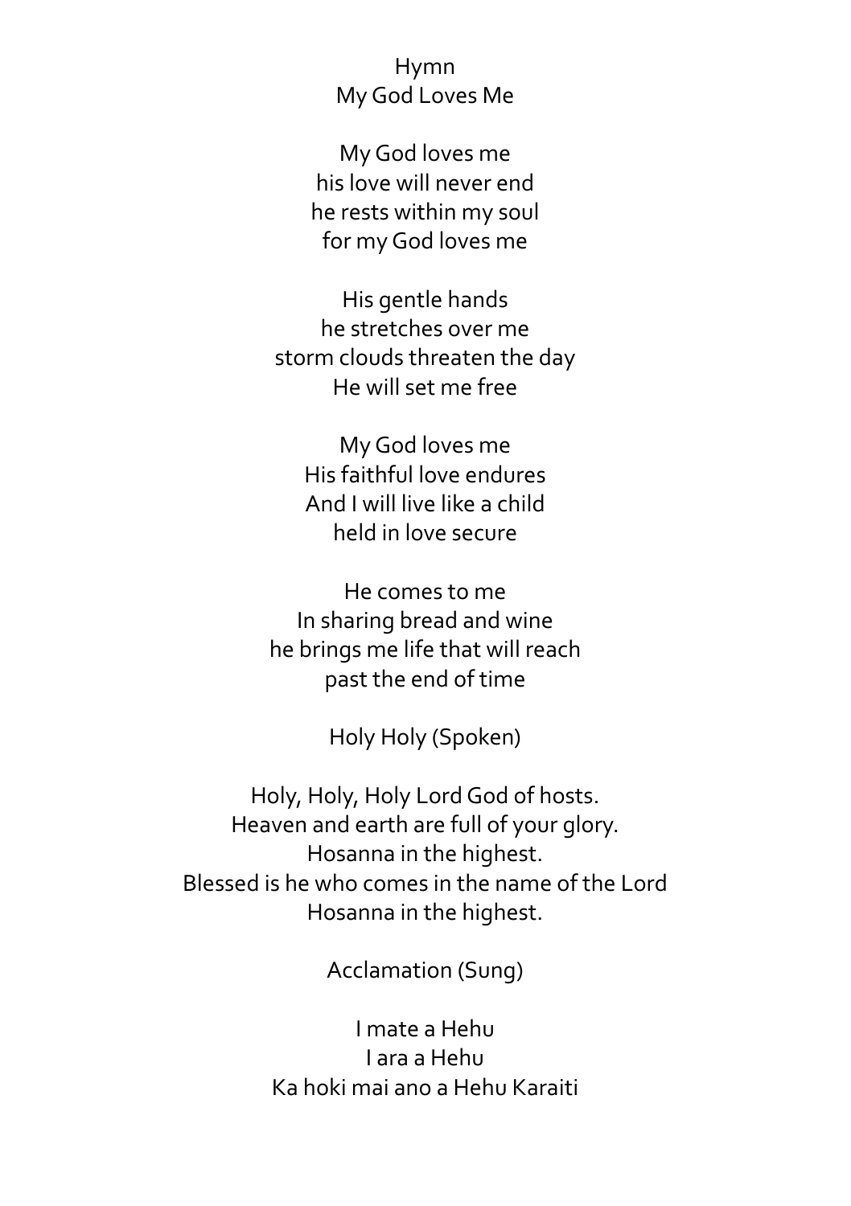Hymn
My God Loves Me

My God loves me
his love will never end
he rests within my soul
for my God loves me

His gentle hands
he stretches over me
storm clouds threaten the day
He will set me free

My God loves me
His faithful love endures
And I will live like a child
held in love secure

He comes to me
In sharing bread and wine
he brings me life that will reach
past the end of time

Holy Holy (Spoken)

Holy, Holy, Holy Lord God of hosts.
Heaven and earth are full of your glory.
Hosanna in the highest.
Blessed is he who comes in the name of the Lord
Hosanna in the highest.

Acclamation (Sung)

I mate a Hehu
I ara a Hehu
Ka hoki mai ano a Hehu Karaiti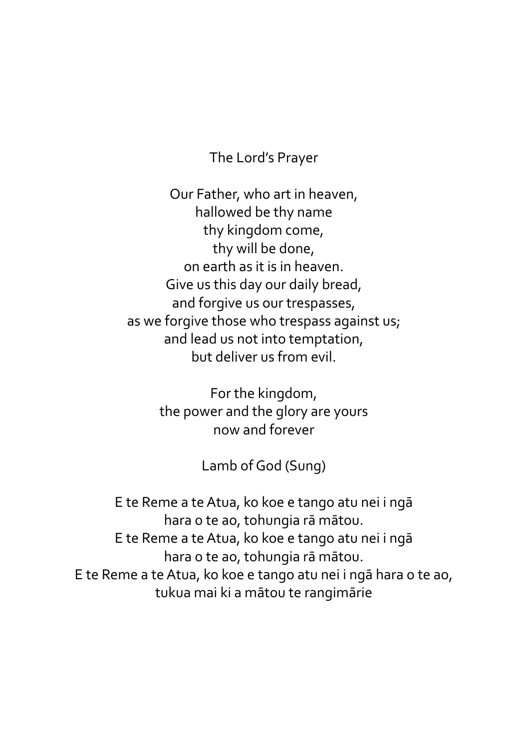## The Lord's Prayer

Our Father, who art in heaven,
hallowed be thy name
thy kingdom come,
thy will be done,
on earth as it is in heaven.
Give us this day our daily bread,
and forgive us our trespasses,
as we forgive those who trespass against us;
and lead us not into temptation,
but deliver us from evil.

For the kingdom,
the power and the glory are yours
now and forever

## Lamb of God (Sung)

E te Reme a te Atua, ko koe e tango atu nei i ngā
hara o te ao, tohungia rā mātou.
E te Reme a te Atua, ko koe e tango atu nei i ngā
hara o te ao, tohungia rā mātou.
E te Reme a te Atua, ko koe e tango atu nei i ngā hara o te ao,
tukua mai ki a mātou te rangimārie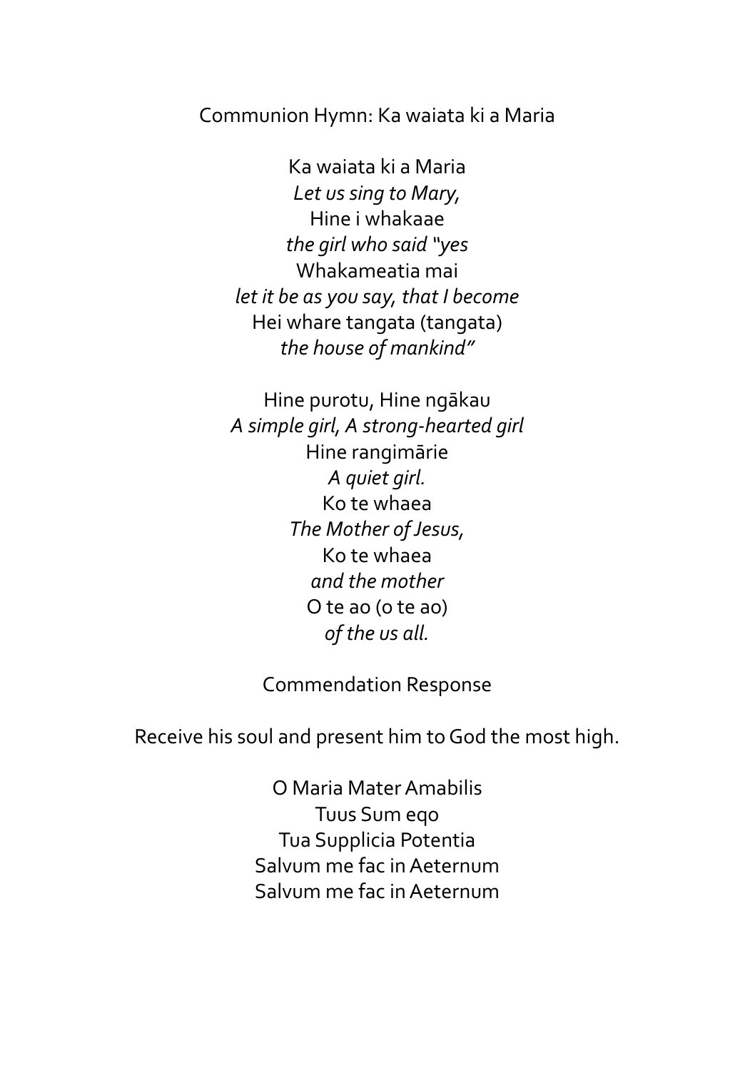Communion Hymn: Ka waiata ki a Maria

Ka waiata ki a Maria
*Let us sing to Mary,*
Hine i whakaae
*the girl who said "yes*
Whakameatia mai
*let it be as you say, that I become*
Hei whare tangata (tangata)
*the house of mankind"*

Hine purotu, Hine ngākau
*A simple girl, A strong-hearted girl*
Hine rangimārie
*A quiet girl.*
Ko te whaea
*The Mother of Jesus,*
Ko te whaea
*and the mother*
O te ao (o te ao)
*of the us all.*

Commendation Response

Receive his soul and present him to God the most high.

O Maria Mater Amabilis
Tuus Sum eqo
Tua Supplicia Potentia
Salvum me fac in Aeternum
Salvum me fac in Aeternum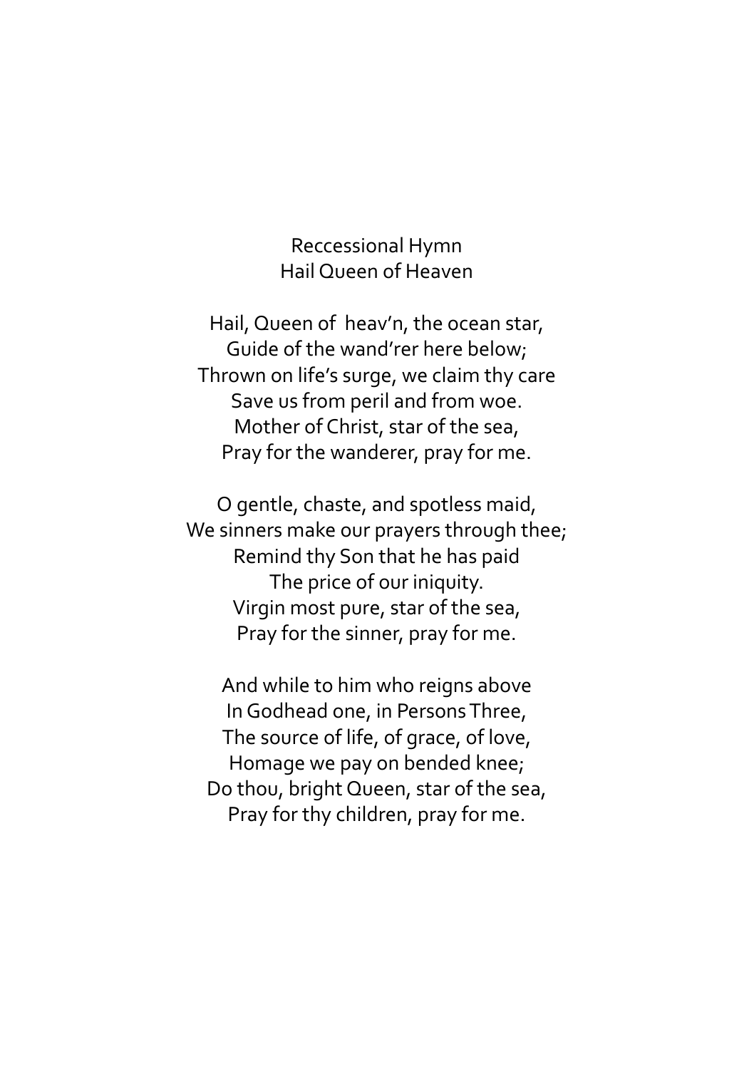## Reccessional Hymn
## Hail Queen of Heaven

Hail, Queen of heav'n, the ocean star,  
Guide of the wand'rer here below;  
Thrown on life's surge, we claim thy care  
Save us from peril and from woe.  
Mother of Christ, star of the sea,  
Pray for the wanderer, pray for me.

O gentle, chaste, and spotless maid,  
We sinners make our prayers through thee;  
Remind thy Son that he has paid  
The price of our iniquity.  
Virgin most pure, star of the sea,  
Pray for the sinner, pray for me.

And while to him who reigns above  
In Godhead one, in Persons Three,  
The source of life, of grace, of love,  
Homage we pay on bended knee;  
Do thou, bright Queen, star of the sea,  
Pray for thy children, pray for me.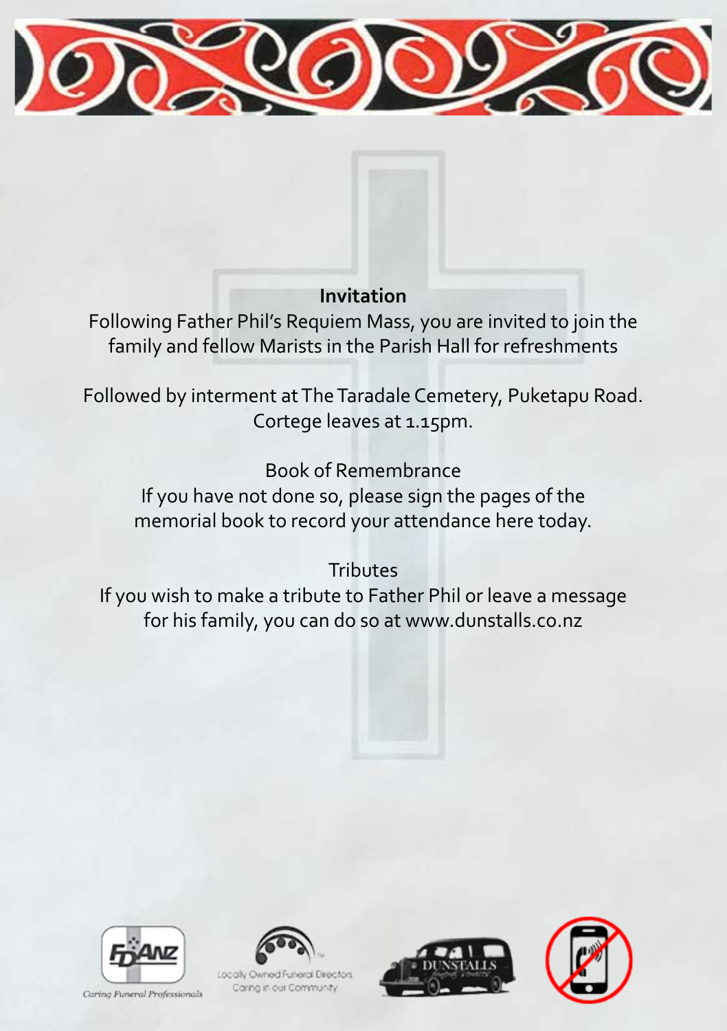**Invitation**

Following Father Phil's Requiem Mass, you are invited to join the family and fellow Marists in the Parish Hall for refreshments

Followed by interment at The Taradale Cemetery, Puketapu Road.
Cortege leaves at 1.15pm.

Book of Remembrance
If you have not done so, please sign the pages of the memorial book to record your attendance here today.

Tributes
If you wish to make a tribute to Father Phil or leave a message for his family, you can do so at www.dunstalls.co.nz

*Caring Funeral Professionals*

Locally Owned Funeral Directors
Caring in our Community